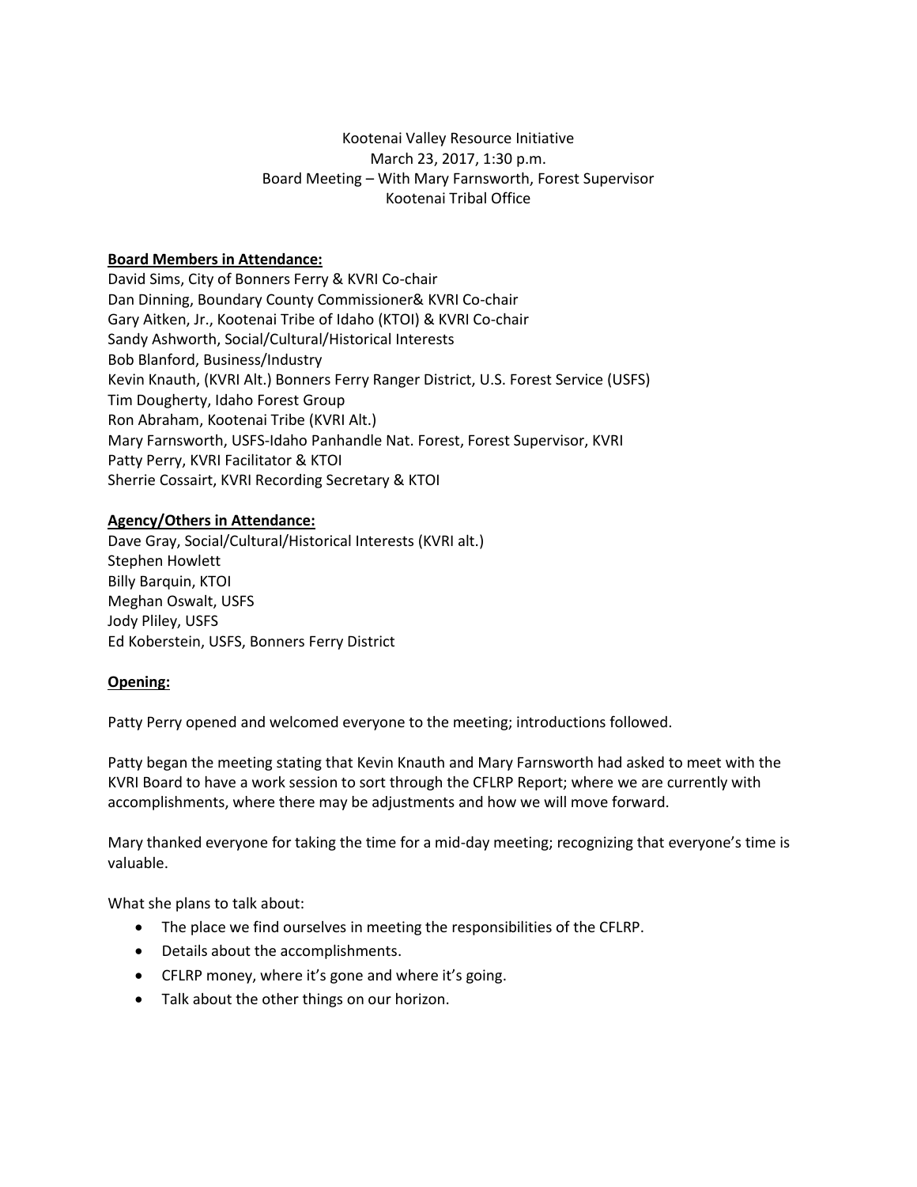Kootenai Valley Resource Initiative
March 23, 2017, 1:30 p.m.
Board Meeting – With Mary Farnsworth, Forest Supervisor
Kootenai Tribal Office

**Board Members in Attendance:**

David Sims, City of Bonners Ferry & KVRI Co-chair
Dan Dinning, Boundary County Commissioner& KVRI Co-chair
Gary Aitken, Jr., Kootenai Tribe of Idaho (KTOI) & KVRI Co-chair
Sandy Ashworth, Social/Cultural/Historical Interests
Bob Blanford, Business/Industry
Kevin Knauth, (KVRI Alt.) Bonners Ferry Ranger District, U.S. Forest Service (USFS)
Tim Dougherty, Idaho Forest Group
Ron Abraham, Kootenai Tribe (KVRI Alt.)
Mary Farnsworth, USFS-Idaho Panhandle Nat. Forest, Forest Supervisor, KVRI
Patty Perry, KVRI Facilitator & KTOI
Sherrie Cossairt, KVRI Recording Secretary & KTOI

**Agency/Others in Attendance:**

Dave Gray, Social/Cultural/Historical Interests (KVRI alt.)
Stephen Howlett
Billy Barquin, KTOI
Meghan Oswalt, USFS
Jody Pliley, USFS
Ed Koberstein, USFS, Bonners Ferry District

**Opening:**

Patty Perry opened and welcomed everyone to the meeting; introductions followed.

Patty began the meeting stating that Kevin Knauth and Mary Farnsworth had asked to meet with the KVRI Board to have a work session to sort through the CFLRP Report; where we are currently with accomplishments, where there may be adjustments and how we will move forward.

Mary thanked everyone for taking the time for a mid-day meeting; recognizing that everyone's time is valuable.

What she plans to talk about:

- The place we find ourselves in meeting the responsibilities of the CFLRP.
- Details about the accomplishments.
- CFLRP money, where it's gone and where it's going.
- Talk about the other things on our horizon.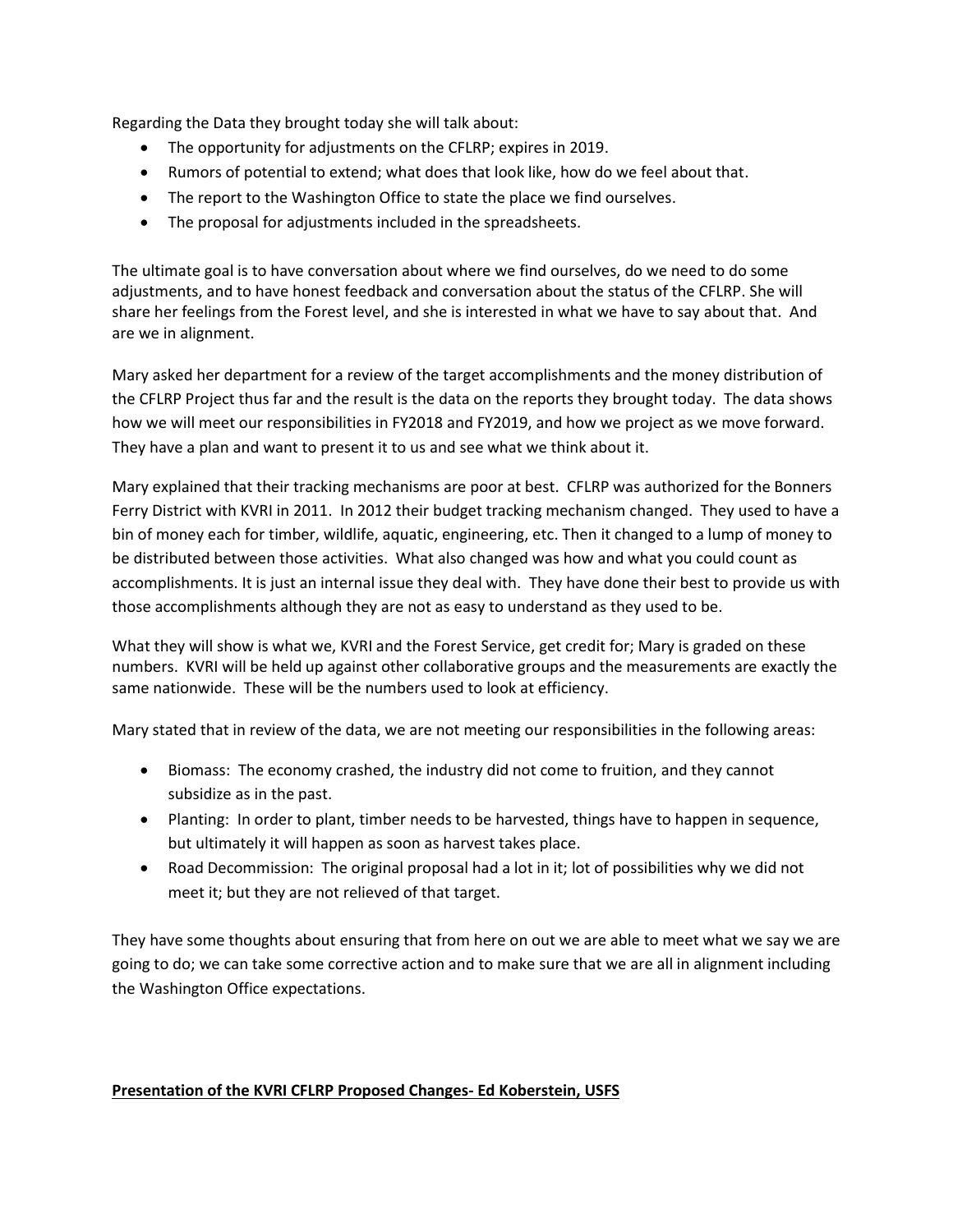Regarding the Data they brought today she will talk about:

- The opportunity for adjustments on the CFLRP; expires in 2019.
- Rumors of potential to extend; what does that look like, how do we feel about that.
- The report to the Washington Office to state the place we find ourselves.
- The proposal for adjustments included in the spreadsheets.

The ultimate goal is to have conversation about where we find ourselves, do we need to do some adjustments, and to have honest feedback and conversation about the status of the CFLRP. She will share her feelings from the Forest level, and she is interested in what we have to say about that. And are we in alignment.

Mary asked her department for a review of the target accomplishments and the money distribution of the CFLRP Project thus far and the result is the data on the reports they brought today. The data shows how we will meet our responsibilities in FY2018 and FY2019, and how we project as we move forward. They have a plan and want to present it to us and see what we think about it.

Mary explained that their tracking mechanisms are poor at best. CFLRP was authorized for the Bonners Ferry District with KVRI in 2011. In 2012 their budget tracking mechanism changed. They used to have a bin of money each for timber, wildlife, aquatic, engineering, etc. Then it changed to a lump of money to be distributed between those activities. What also changed was how and what you could count as accomplishments. It is just an internal issue they deal with. They have done their best to provide us with those accomplishments although they are not as easy to understand as they used to be.

What they will show is what we, KVRI and the Forest Service, get credit for; Mary is graded on these numbers. KVRI will be held up against other collaborative groups and the measurements are exactly the same nationwide. These will be the numbers used to look at efficiency.

Mary stated that in review of the data, we are not meeting our responsibilities in the following areas:

- Biomass: The economy crashed, the industry did not come to fruition, and they cannot subsidize as in the past.
- Planting: In order to plant, timber needs to be harvested, things have to happen in sequence, but ultimately it will happen as soon as harvest takes place.
- Road Decommission: The original proposal had a lot in it; lot of possibilities why we did not meet it; but they are not relieved of that target.

They have some thoughts about ensuring that from here on out we are able to meet what we say we are going to do; we can take some corrective action and to make sure that we are all in alignment including the Washington Office expectations.

**<u>Presentation of the KVRI CFLRP Proposed Changes- Ed Koberstein, USFS</u>**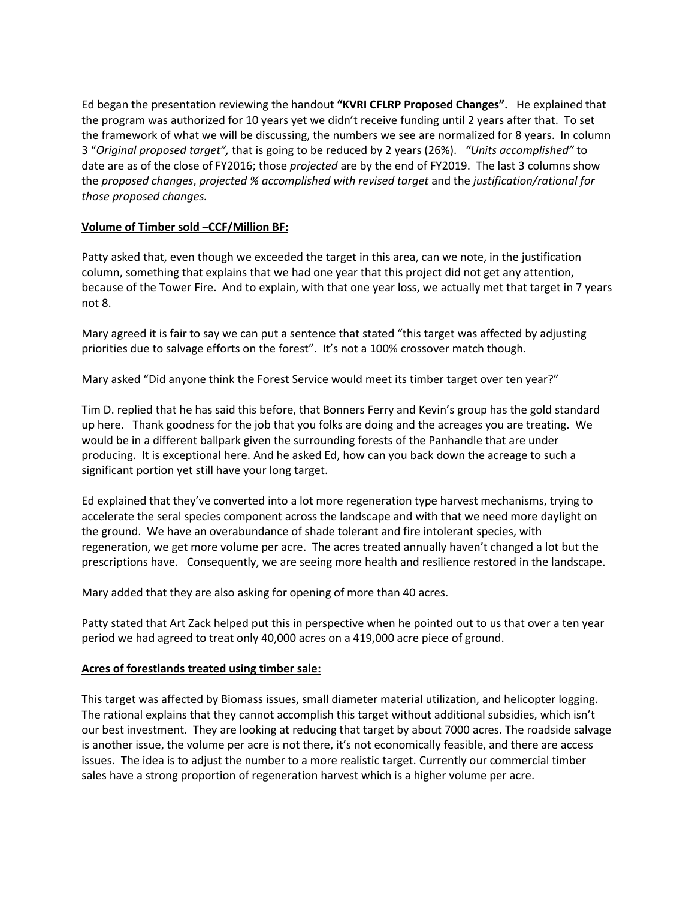Ed began the presentation reviewing the handout **"KVRI CFLRP Proposed Changes".** He explained that the program was authorized for 10 years yet we didn't receive funding until 2 years after that. To set the framework of what we will be discussing, the numbers we see are normalized for 8 years. In column 3 "*Original proposed target",* that is going to be reduced by 2 years (26%). *"Units accomplished"* to date are as of the close of FY2016; those *projected* are by the end of FY2019. The last 3 columns show the *proposed changes*, *projected % accomplished with revised target* and the *justification/rational for those proposed changes.*

**Volume of Timber sold –CCF/Million BF:**

Patty asked that, even though we exceeded the target in this area, can we note, in the justification column, something that explains that we had one year that this project did not get any attention, because of the Tower Fire. And to explain, with that one year loss, we actually met that target in 7 years not 8.

Mary agreed it is fair to say we can put a sentence that stated "this target was affected by adjusting priorities due to salvage efforts on the forest". It's not a 100% crossover match though.

Mary asked "Did anyone think the Forest Service would meet its timber target over ten year?"

Tim D. replied that he has said this before, that Bonners Ferry and Kevin's group has the gold standard up here. Thank goodness for the job that you folks are doing and the acreages you are treating. We would be in a different ballpark given the surrounding forests of the Panhandle that are under producing. It is exceptional here. And he asked Ed, how can you back down the acreage to such a significant portion yet still have your long target.

Ed explained that they've converted into a lot more regeneration type harvest mechanisms, trying to accelerate the seral species component across the landscape and with that we need more daylight on the ground. We have an overabundance of shade tolerant and fire intolerant species, with regeneration, we get more volume per acre. The acres treated annually haven't changed a lot but the prescriptions have. Consequently, we are seeing more health and resilience restored in the landscape.

Mary added that they are also asking for opening of more than 40 acres.

Patty stated that Art Zack helped put this in perspective when he pointed out to us that over a ten year period we had agreed to treat only 40,000 acres on a 419,000 acre piece of ground.

**Acres of forestlands treated using timber sale:**

This target was affected by Biomass issues, small diameter material utilization, and helicopter logging. The rational explains that they cannot accomplish this target without additional subsidies, which isn't our best investment. They are looking at reducing that target by about 7000 acres. The roadside salvage is another issue, the volume per acre is not there, it's not economically feasible, and there are access issues. The idea is to adjust the number to a more realistic target. Currently our commercial timber sales have a strong proportion of regeneration harvest which is a higher volume per acre.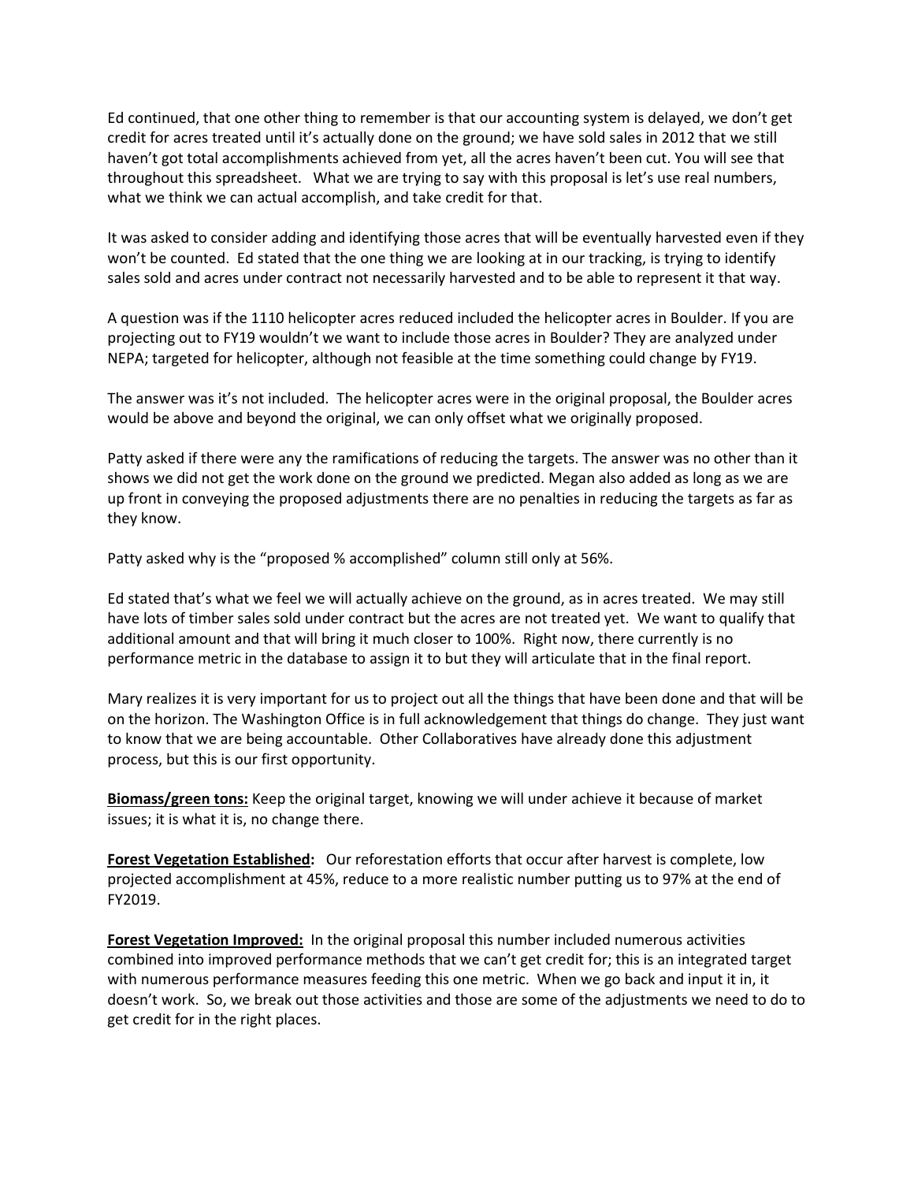Ed continued, that one other thing to remember is that our accounting system is delayed, we don't get credit for acres treated until it's actually done on the ground; we have sold sales in 2012 that we still haven't got total accomplishments achieved from yet, all the acres haven't been cut. You will see that throughout this spreadsheet. What we are trying to say with this proposal is let's use real numbers, what we think we can actual accomplish, and take credit for that.

It was asked to consider adding and identifying those acres that will be eventually harvested even if they won't be counted. Ed stated that the one thing we are looking at in our tracking, is trying to identify sales sold and acres under contract not necessarily harvested and to be able to represent it that way.

A question was if the 1110 helicopter acres reduced included the helicopter acres in Boulder. If you are projecting out to FY19 wouldn't we want to include those acres in Boulder? They are analyzed under NEPA; targeted for helicopter, although not feasible at the time something could change by FY19.

The answer was it's not included. The helicopter acres were in the original proposal, the Boulder acres would be above and beyond the original, we can only offset what we originally proposed.

Patty asked if there were any the ramifications of reducing the targets. The answer was no other than it shows we did not get the work done on the ground we predicted. Megan also added as long as we are up front in conveying the proposed adjustments there are no penalties in reducing the targets as far as they know.

Patty asked why is the "proposed % accomplished" column still only at 56%.

Ed stated that's what we feel we will actually achieve on the ground, as in acres treated. We may still have lots of timber sales sold under contract but the acres are not treated yet. We want to qualify that additional amount and that will bring it much closer to 100%. Right now, there currently is no performance metric in the database to assign it to but they will articulate that in the final report.

Mary realizes it is very important for us to project out all the things that have been done and that will be on the horizon. The Washington Office is in full acknowledgement that things do change. They just want to know that we are being accountable. Other Collaboratives have already done this adjustment process, but this is our first opportunity.

**Biomass/green tons:** Keep the original target, knowing we will under achieve it because of market issues; it is what it is, no change there.

**Forest Vegetation Established:** Our reforestation efforts that occur after harvest is complete, low projected accomplishment at 45%, reduce to a more realistic number putting us to 97% at the end of FY2019.

**Forest Vegetation Improved:** In the original proposal this number included numerous activities combined into improved performance methods that we can't get credit for; this is an integrated target with numerous performance measures feeding this one metric. When we go back and input it in, it doesn't work. So, we break out those activities and those are some of the adjustments we need to do to get credit for in the right places.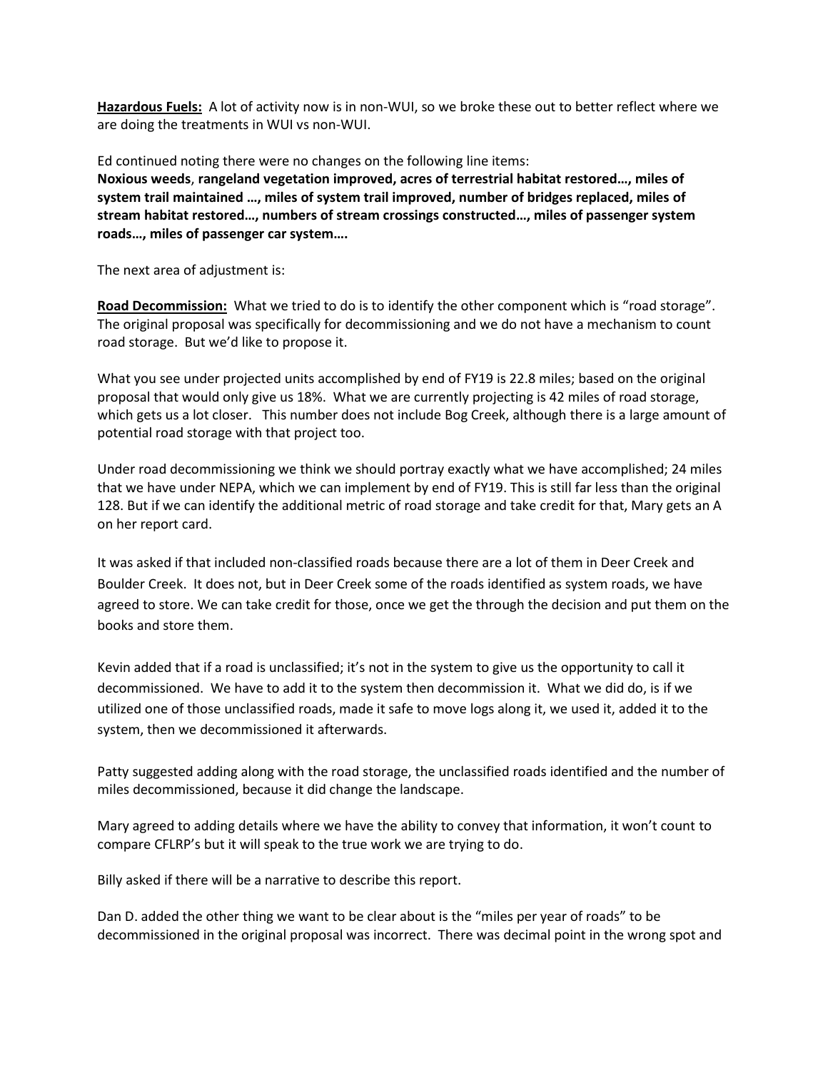**Hazardous Fuels:** A lot of activity now is in non-WUI, so we broke these out to better reflect where we are doing the treatments in WUI vs non-WUI.

Ed continued noting there were no changes on the following line items:
**Noxious weeds**, **rangeland vegetation improved, acres of terrestrial habitat restored…, miles of system trail maintained …, miles of system trail improved, number of bridges replaced, miles of stream habitat restored…, numbers of stream crossings constructed…, miles of passenger system roads…, miles of passenger car system….**

The next area of adjustment is:

**Road Decommission:** What we tried to do is to identify the other component which is "road storage". The original proposal was specifically for decommissioning and we do not have a mechanism to count road storage. But we'd like to propose it.

What you see under projected units accomplished by end of FY19 is 22.8 miles; based on the original proposal that would only give us 18%. What we are currently projecting is 42 miles of road storage, which gets us a lot closer. This number does not include Bog Creek, although there is a large amount of potential road storage with that project too.

Under road decommissioning we think we should portray exactly what we have accomplished; 24 miles that we have under NEPA, which we can implement by end of FY19. This is still far less than the original 128. But if we can identify the additional metric of road storage and take credit for that, Mary gets an A on her report card.

It was asked if that included non-classified roads because there are a lot of them in Deer Creek and Boulder Creek. It does not, but in Deer Creek some of the roads identified as system roads, we have agreed to store. We can take credit for those, once we get the through the decision and put them on the books and store them.

Kevin added that if a road is unclassified; it's not in the system to give us the opportunity to call it decommissioned. We have to add it to the system then decommission it. What we did do, is if we utilized one of those unclassified roads, made it safe to move logs along it, we used it, added it to the system, then we decommissioned it afterwards.

Patty suggested adding along with the road storage, the unclassified roads identified and the number of miles decommissioned, because it did change the landscape.

Mary agreed to adding details where we have the ability to convey that information, it won't count to compare CFLRP's but it will speak to the true work we are trying to do.

Billy asked if there will be a narrative to describe this report.

Dan D. added the other thing we want to be clear about is the "miles per year of roads" to be decommissioned in the original proposal was incorrect. There was decimal point in the wrong spot and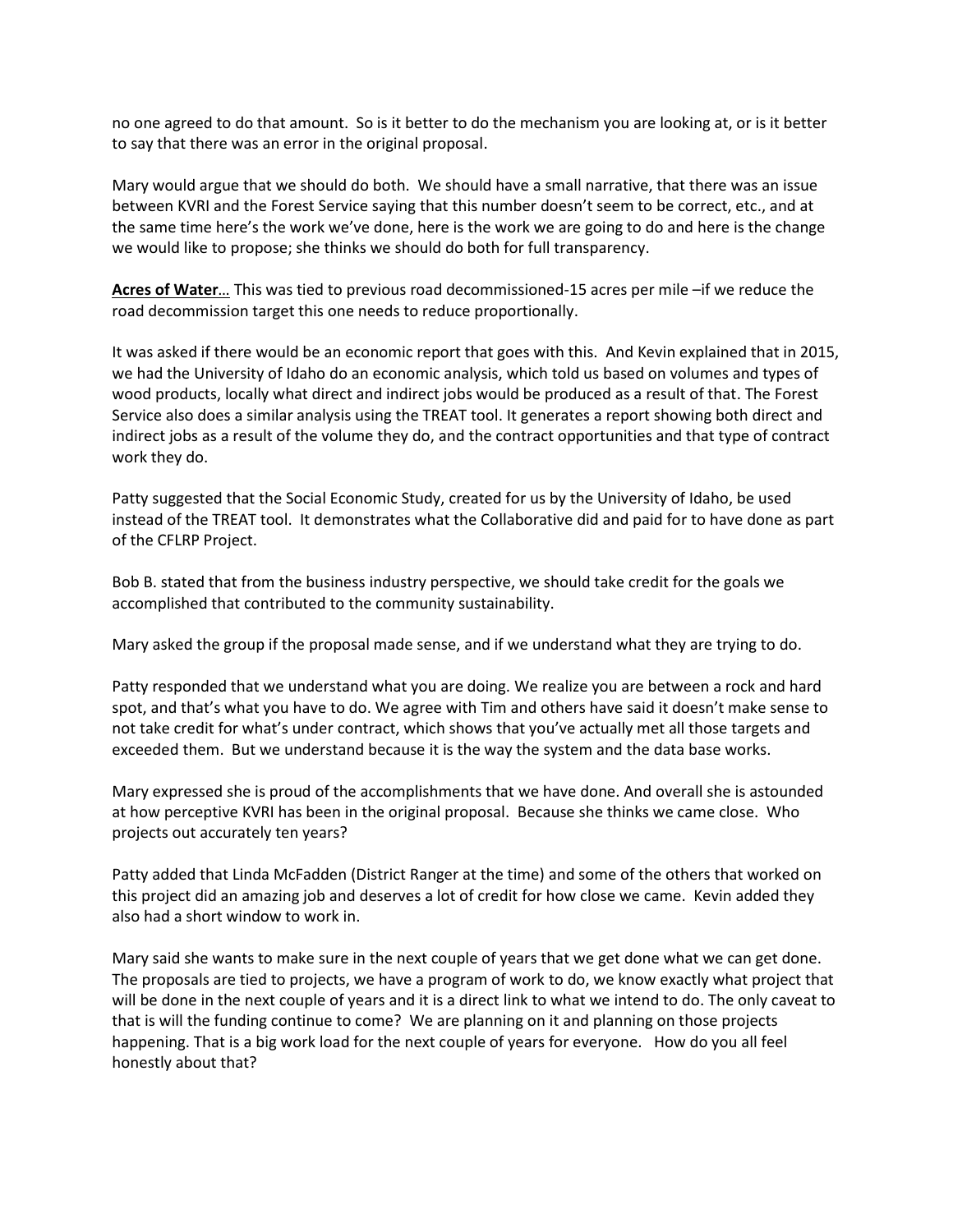no one agreed to do that amount. So is it better to do the mechanism you are looking at, or is it better to say that there was an error in the original proposal.

Mary would argue that we should do both. We should have a small narrative, that there was an issue between KVRI and the Forest Service saying that this number doesn't seem to be correct, etc., and at the same time here's the work we've done, here is the work we are going to do and here is the change we would like to propose; she thinks we should do both for full transparency.

**Acres of Water**… This was tied to previous road decommissioned-15 acres per mile –if we reduce the road decommission target this one needs to reduce proportionally.

It was asked if there would be an economic report that goes with this. And Kevin explained that in 2015, we had the University of Idaho do an economic analysis, which told us based on volumes and types of wood products, locally what direct and indirect jobs would be produced as a result of that. The Forest Service also does a similar analysis using the TREAT tool. It generates a report showing both direct and indirect jobs as a result of the volume they do, and the contract opportunities and that type of contract work they do.

Patty suggested that the Social Economic Study, created for us by the University of Idaho, be used instead of the TREAT tool. It demonstrates what the Collaborative did and paid for to have done as part of the CFLRP Project.

Bob B. stated that from the business industry perspective, we should take credit for the goals we accomplished that contributed to the community sustainability.

Mary asked the group if the proposal made sense, and if we understand what they are trying to do.

Patty responded that we understand what you are doing. We realize you are between a rock and hard spot, and that's what you have to do. We agree with Tim and others have said it doesn't make sense to not take credit for what's under contract, which shows that you've actually met all those targets and exceeded them. But we understand because it is the way the system and the data base works.

Mary expressed she is proud of the accomplishments that we have done. And overall she is astounded at how perceptive KVRI has been in the original proposal. Because she thinks we came close. Who projects out accurately ten years?

Patty added that Linda McFadden (District Ranger at the time) and some of the others that worked on this project did an amazing job and deserves a lot of credit for how close we came. Kevin added they also had a short window to work in.

Mary said she wants to make sure in the next couple of years that we get done what we can get done. The proposals are tied to projects, we have a program of work to do, we know exactly what project that will be done in the next couple of years and it is a direct link to what we intend to do. The only caveat to that is will the funding continue to come? We are planning on it and planning on those projects happening. That is a big work load for the next couple of years for everyone. How do you all feel honestly about that?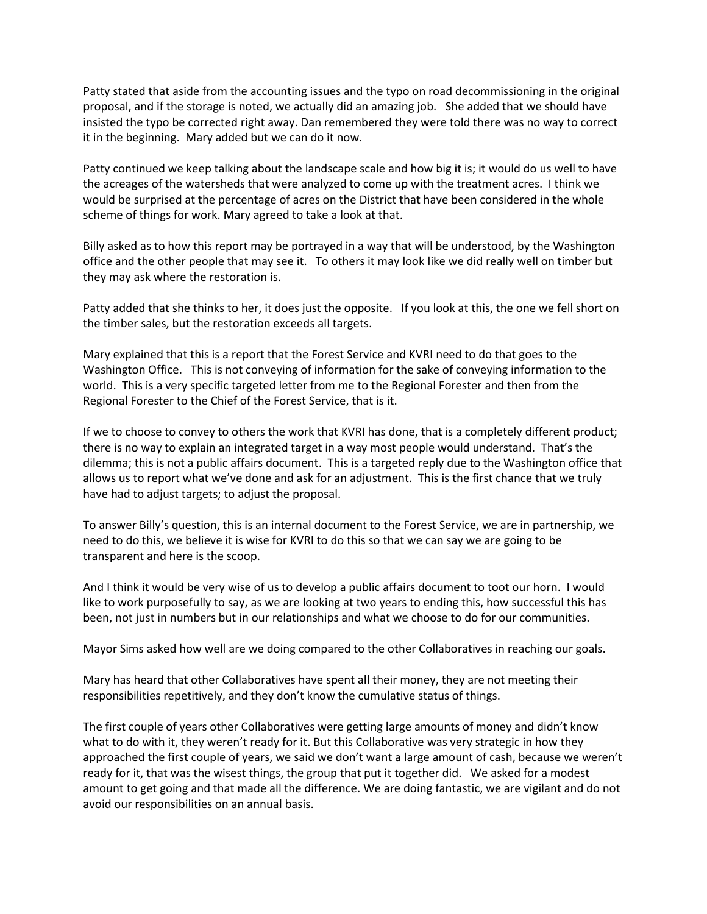Patty stated that aside from the accounting issues and the typo on road decommissioning in the original proposal, and if the storage is noted, we actually did an amazing job. She added that we should have insisted the typo be corrected right away. Dan remembered they were told there was no way to correct it in the beginning. Mary added but we can do it now.

Patty continued we keep talking about the landscape scale and how big it is; it would do us well to have the acreages of the watersheds that were analyzed to come up with the treatment acres. I think we would be surprised at the percentage of acres on the District that have been considered in the whole scheme of things for work. Mary agreed to take a look at that.

Billy asked as to how this report may be portrayed in a way that will be understood, by the Washington office and the other people that may see it. To others it may look like we did really well on timber but they may ask where the restoration is.

Patty added that she thinks to her, it does just the opposite. If you look at this, the one we fell short on the timber sales, but the restoration exceeds all targets.

Mary explained that this is a report that the Forest Service and KVRI need to do that goes to the Washington Office. This is not conveying of information for the sake of conveying information to the world. This is a very specific targeted letter from me to the Regional Forester and then from the Regional Forester to the Chief of the Forest Service, that is it.

If we to choose to convey to others the work that KVRI has done, that is a completely different product; there is no way to explain an integrated target in a way most people would understand. That's the dilemma; this is not a public affairs document. This is a targeted reply due to the Washington office that allows us to report what we've done and ask for an adjustment. This is the first chance that we truly have had to adjust targets; to adjust the proposal.

To answer Billy's question, this is an internal document to the Forest Service, we are in partnership, we need to do this, we believe it is wise for KVRI to do this so that we can say we are going to be transparent and here is the scoop.

And I think it would be very wise of us to develop a public affairs document to toot our horn. I would like to work purposefully to say, as we are looking at two years to ending this, how successful this has been, not just in numbers but in our relationships and what we choose to do for our communities.

Mayor Sims asked how well are we doing compared to the other Collaboratives in reaching our goals.

Mary has heard that other Collaboratives have spent all their money, they are not meeting their responsibilities repetitively, and they don't know the cumulative status of things.

The first couple of years other Collaboratives were getting large amounts of money and didn't know what to do with it, they weren't ready for it. But this Collaborative was very strategic in how they approached the first couple of years, we said we don't want a large amount of cash, because we weren't ready for it, that was the wisest things, the group that put it together did. We asked for a modest amount to get going and that made all the difference. We are doing fantastic, we are vigilant and do not avoid our responsibilities on an annual basis.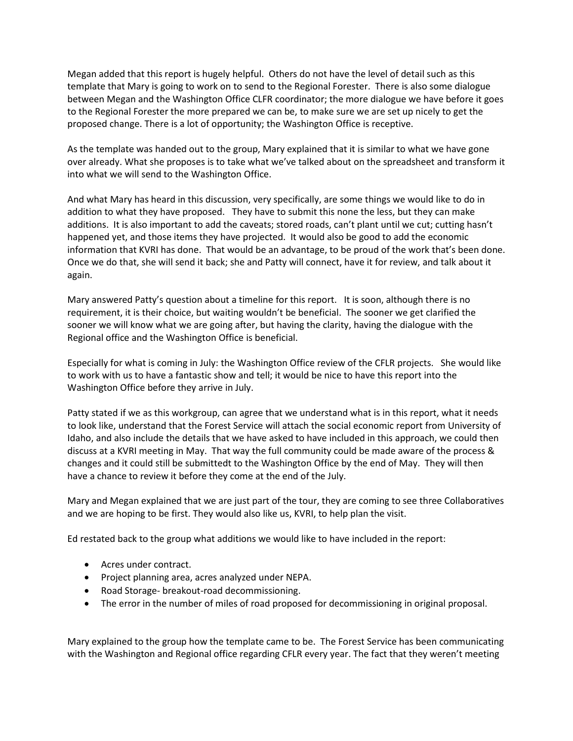Megan added that this report is hugely helpful. Others do not have the level of detail such as this template that Mary is going to work on to send to the Regional Forester. There is also some dialogue between Megan and the Washington Office CLFR coordinator; the more dialogue we have before it goes to the Regional Forester the more prepared we can be, to make sure we are set up nicely to get the proposed change. There is a lot of opportunity; the Washington Office is receptive.

As the template was handed out to the group, Mary explained that it is similar to what we have gone over already. What she proposes is to take what we've talked about on the spreadsheet and transform it into what we will send to the Washington Office.

And what Mary has heard in this discussion, very specifically, are some things we would like to do in addition to what they have proposed. They have to submit this none the less, but they can make additions. It is also important to add the caveats; stored roads, can't plant until we cut; cutting hasn't happened yet, and those items they have projected. It would also be good to add the economic information that KVRI has done. That would be an advantage, to be proud of the work that's been done. Once we do that, she will send it back; she and Patty will connect, have it for review, and talk about it again.

Mary answered Patty's question about a timeline for this report. It is soon, although there is no requirement, it is their choice, but waiting wouldn't be beneficial. The sooner we get clarified the sooner we will know what we are going after, but having the clarity, having the dialogue with the Regional office and the Washington Office is beneficial.

Especially for what is coming in July: the Washington Office review of the CFLR projects. She would like to work with us to have a fantastic show and tell; it would be nice to have this report into the Washington Office before they arrive in July.

Patty stated if we as this workgroup, can agree that we understand what is in this report, what it needs to look like, understand that the Forest Service will attach the social economic report from University of Idaho, and also include the details that we have asked to have included in this approach, we could then discuss at a KVRI meeting in May. That way the full community could be made aware of the process & changes and it could still be submittedt to the Washington Office by the end of May. They will then have a chance to review it before they come at the end of the July.

Mary and Megan explained that we are just part of the tour, they are coming to see three Collaboratives and we are hoping to be first. They would also like us, KVRI, to help plan the visit.

Ed restated back to the group what additions we would like to have included in the report:

- Acres under contract.
- Project planning area, acres analyzed under NEPA.
- Road Storage- breakout-road decommissioning.
- The error in the number of miles of road proposed for decommissioning in original proposal.

Mary explained to the group how the template came to be. The Forest Service has been communicating with the Washington and Regional office regarding CFLR every year. The fact that they weren't meeting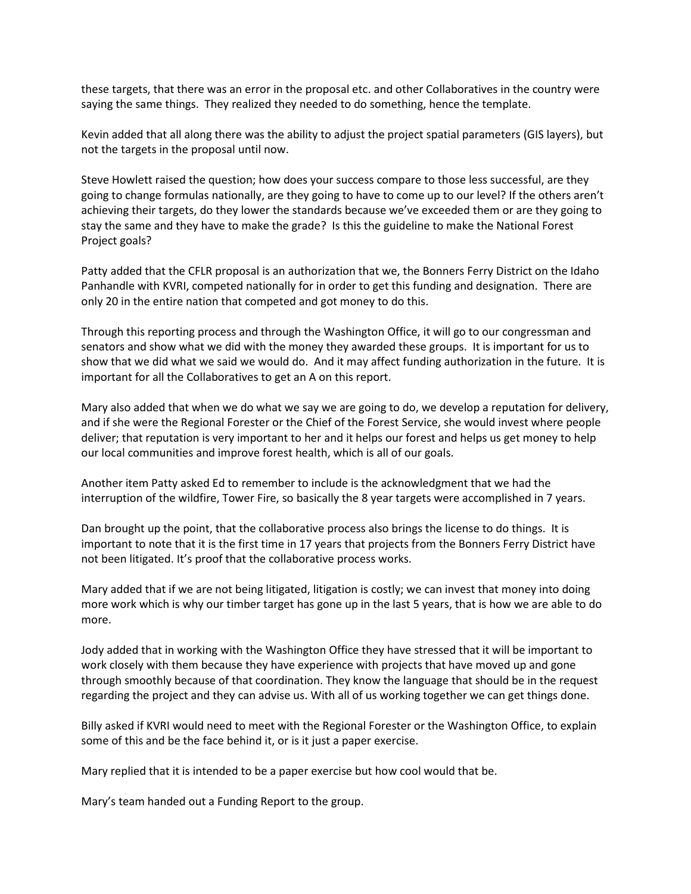these targets, that there was an error in the proposal etc. and other Collaboratives in the country were saying the same things. They realized they needed to do something, hence the template.

Kevin added that all along there was the ability to adjust the project spatial parameters (GIS layers), but not the targets in the proposal until now.

Steve Howlett raised the question; how does your success compare to those less successful, are they going to change formulas nationally, are they going to have to come up to our level? If the others aren't achieving their targets, do they lower the standards because we've exceeded them or are they going to stay the same and they have to make the grade? Is this the guideline to make the National Forest Project goals?

Patty added that the CFLR proposal is an authorization that we, the Bonners Ferry District on the Idaho Panhandle with KVRI, competed nationally for in order to get this funding and designation. There are only 20 in the entire nation that competed and got money to do this.

Through this reporting process and through the Washington Office, it will go to our congressman and senators and show what we did with the money they awarded these groups. It is important for us to show that we did what we said we would do. And it may affect funding authorization in the future. It is important for all the Collaboratives to get an A on this report.

Mary also added that when we do what we say we are going to do, we develop a reputation for delivery, and if she were the Regional Forester or the Chief of the Forest Service, she would invest where people deliver; that reputation is very important to her and it helps our forest and helps us get money to help our local communities and improve forest health, which is all of our goals.

Another item Patty asked Ed to remember to include is the acknowledgment that we had the interruption of the wildfire, Tower Fire, so basically the 8 year targets were accomplished in 7 years.

Dan brought up the point, that the collaborative process also brings the license to do things. It is important to note that it is the first time in 17 years that projects from the Bonners Ferry District have not been litigated. It's proof that the collaborative process works.

Mary added that if we are not being litigated, litigation is costly; we can invest that money into doing more work which is why our timber target has gone up in the last 5 years, that is how we are able to do more.

Jody added that in working with the Washington Office they have stressed that it will be important to work closely with them because they have experience with projects that have moved up and gone through smoothly because of that coordination. They know the language that should be in the request regarding the project and they can advise us. With all of us working together we can get things done.

Billy asked if KVRI would need to meet with the Regional Forester or the Washington Office, to explain some of this and be the face behind it, or is it just a paper exercise.

Mary replied that it is intended to be a paper exercise but how cool would that be.

Mary's team handed out a Funding Report to the group.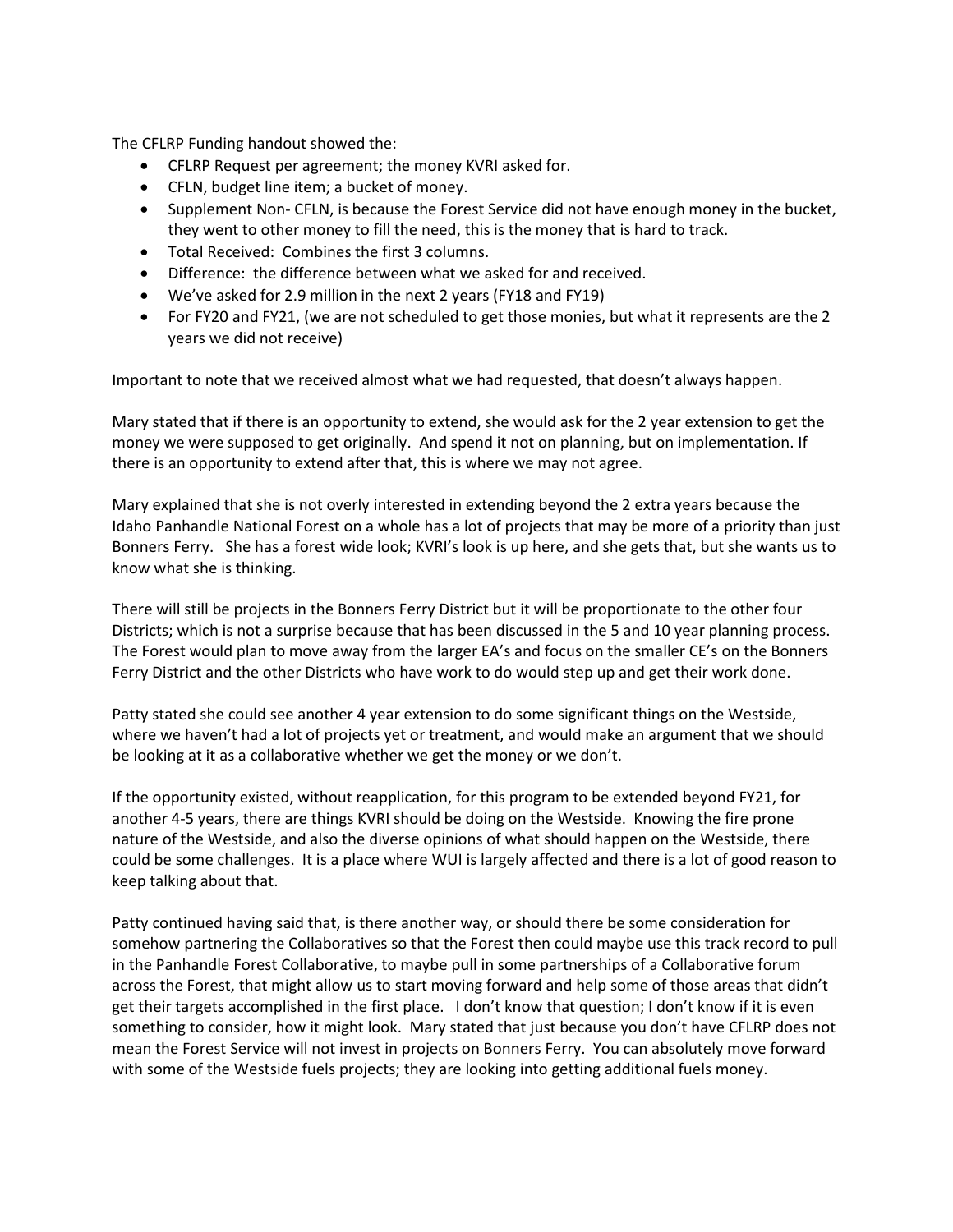The CFLRP Funding handout showed the:

- CFLRP Request per agreement; the money KVRI asked for.
- CFLN, budget line item; a bucket of money.
- Supplement Non- CFLN, is because the Forest Service did not have enough money in the bucket, they went to other money to fill the need, this is the money that is hard to track.
- Total Received: Combines the first 3 columns.
- Difference: the difference between what we asked for and received.
- We've asked for 2.9 million in the next 2 years (FY18 and FY19)
- For FY20 and FY21, (we are not scheduled to get those monies, but what it represents are the 2 years we did not receive)

Important to note that we received almost what we had requested, that doesn't always happen.

Mary stated that if there is an opportunity to extend, she would ask for the 2 year extension to get the money we were supposed to get originally. And spend it not on planning, but on implementation. If there is an opportunity to extend after that, this is where we may not agree.

Mary explained that she is not overly interested in extending beyond the 2 extra years because the Idaho Panhandle National Forest on a whole has a lot of projects that may be more of a priority than just Bonners Ferry. She has a forest wide look; KVRI's look is up here, and she gets that, but she wants us to know what she is thinking.

There will still be projects in the Bonners Ferry District but it will be proportionate to the other four Districts; which is not a surprise because that has been discussed in the 5 and 10 year planning process. The Forest would plan to move away from the larger EA's and focus on the smaller CE's on the Bonners Ferry District and the other Districts who have work to do would step up and get their work done.

Patty stated she could see another 4 year extension to do some significant things on the Westside, where we haven't had a lot of projects yet or treatment, and would make an argument that we should be looking at it as a collaborative whether we get the money or we don't.

If the opportunity existed, without reapplication, for this program to be extended beyond FY21, for another 4-5 years, there are things KVRI should be doing on the Westside. Knowing the fire prone nature of the Westside, and also the diverse opinions of what should happen on the Westside, there could be some challenges. It is a place where WUI is largely affected and there is a lot of good reason to keep talking about that.

Patty continued having said that, is there another way, or should there be some consideration for somehow partnering the Collaboratives so that the Forest then could maybe use this track record to pull in the Panhandle Forest Collaborative, to maybe pull in some partnerships of a Collaborative forum across the Forest, that might allow us to start moving forward and help some of those areas that didn't get their targets accomplished in the first place. I don't know that question; I don't know if it is even something to consider, how it might look. Mary stated that just because you don't have CFLRP does not mean the Forest Service will not invest in projects on Bonners Ferry. You can absolutely move forward with some of the Westside fuels projects; they are looking into getting additional fuels money.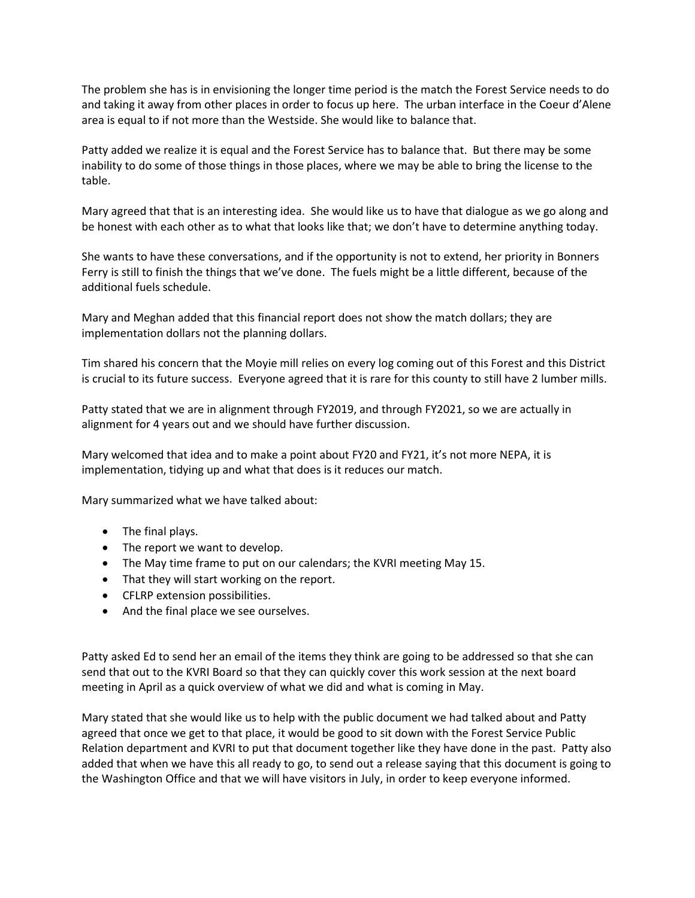The problem she has is in envisioning the longer time period is the match the Forest Service needs to do and taking it away from other places in order to focus up here. The urban interface in the Coeur d'Alene area is equal to if not more than the Westside. She would like to balance that.

Patty added we realize it is equal and the Forest Service has to balance that. But there may be some inability to do some of those things in those places, where we may be able to bring the license to the table.

Mary agreed that that is an interesting idea. She would like us to have that dialogue as we go along and be honest with each other as to what that looks like that; we don't have to determine anything today.

She wants to have these conversations, and if the opportunity is not to extend, her priority in Bonners Ferry is still to finish the things that we've done. The fuels might be a little different, because of the additional fuels schedule.

Mary and Meghan added that this financial report does not show the match dollars; they are implementation dollars not the planning dollars.

Tim shared his concern that the Moyie mill relies on every log coming out of this Forest and this District is crucial to its future success. Everyone agreed that it is rare for this county to still have 2 lumber mills.

Patty stated that we are in alignment through FY2019, and through FY2021, so we are actually in alignment for 4 years out and we should have further discussion.

Mary welcomed that idea and to make a point about FY20 and FY21, it's not more NEPA, it is implementation, tidying up and what that does is it reduces our match.

Mary summarized what we have talked about:

- The final plays.
- The report we want to develop.
- The May time frame to put on our calendars; the KVRI meeting May 15.
- That they will start working on the report.
- CFLRP extension possibilities.
- And the final place we see ourselves.

Patty asked Ed to send her an email of the items they think are going to be addressed so that she can send that out to the KVRI Board so that they can quickly cover this work session at the next board meeting in April as a quick overview of what we did and what is coming in May.

Mary stated that she would like us to help with the public document we had talked about and Patty agreed that once we get to that place, it would be good to sit down with the Forest Service Public Relation department and KVRI to put that document together like they have done in the past. Patty also added that when we have this all ready to go, to send out a release saying that this document is going to the Washington Office and that we will have visitors in July, in order to keep everyone informed.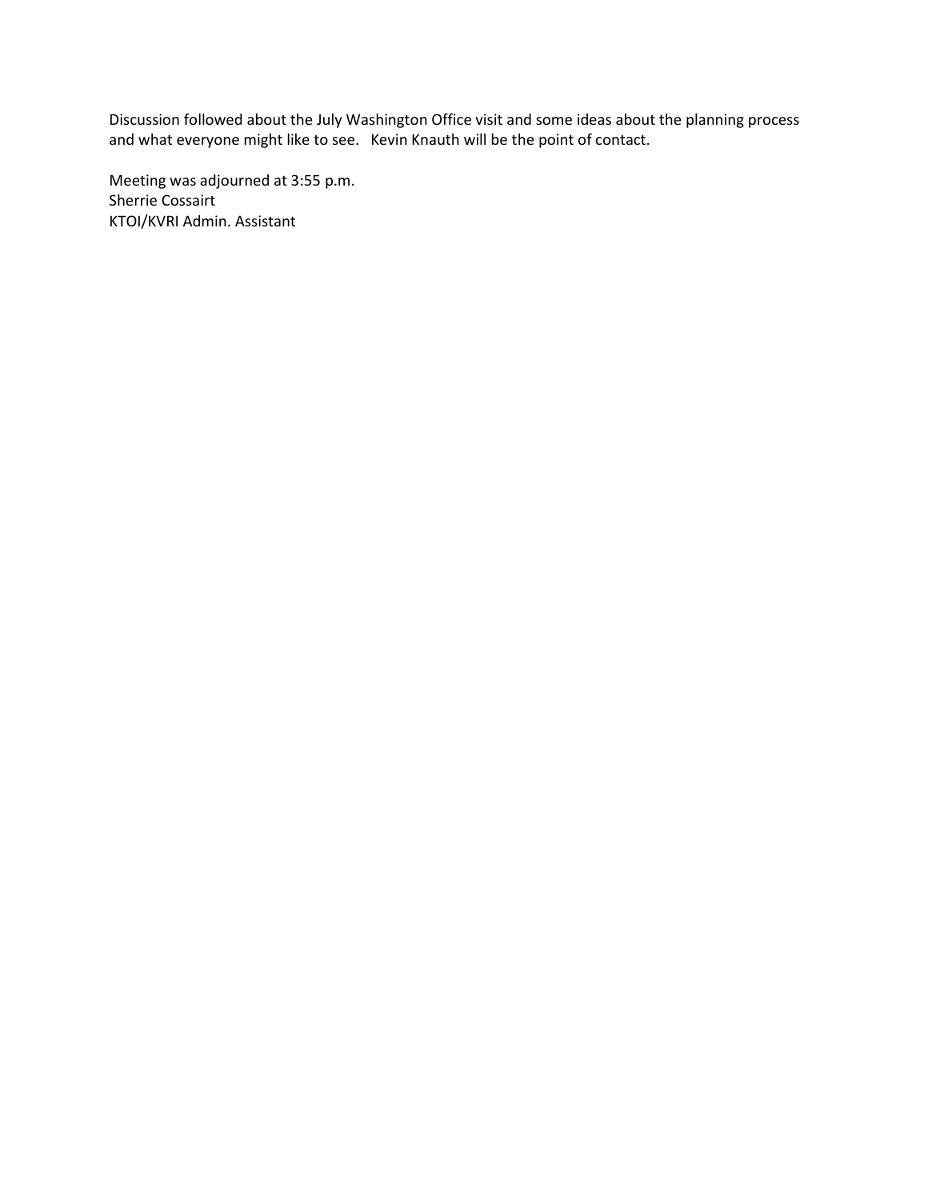Discussion followed about the July Washington Office visit and some ideas about the planning process and what everyone might like to see. Kevin Knauth will be the point of contact.

Meeting was adjourned at 3:55 p.m.
Sherrie Cossairt
KTOI/KVRI Admin. Assistant